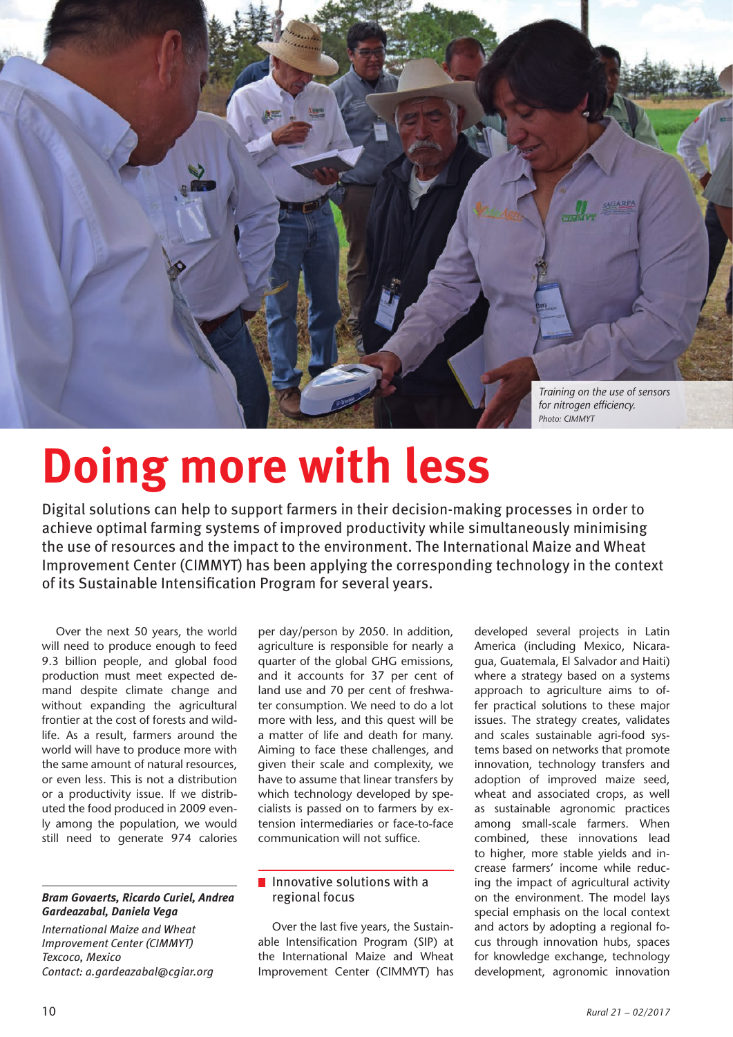Training on the use of sensors for nitrogen efficiency.
*Photo: CIMMYT*

# Doing more with less

Digital solutions can help to support farmers in their decision-making processes in order to achieve optimal farming systems of improved productivity while simultaneously minimising the use of resources and the impact to the environment. The International Maize and Wheat Improvement Center (CIMMYT) has been applying the corresponding technology in the context of its Sustainable Intensification Program for several years.

Over the next 50 years, the world will need to produce enough to feed 9.3 billion people, and global food production must meet expected demand despite climate change and without expanding the agricultural frontier at the cost of forests and wildlife. As a result, farmers around the world will have to produce more with the same amount of natural resources, or even less. This is not a distribution or a productivity issue. If we distributed the food produced in 2009 evenly among the population, we would still need to generate 974 calories per day/person by 2050. In addition, agriculture is responsible for nearly a quarter of the global GHG emissions, and it accounts for 37 per cent of land use and 70 per cent of freshwater consumption. We need to do a lot more with less, and this quest will be a matter of life and death for many. Aiming to face these challenges, and given their scale and complexity, we have to assume that linear transfers by which technology developed by specialists is passed on to farmers by extension intermediaries or face-to-face communication will not suffice.

**_Bram Govaerts, Ricardo Curiel, Andrea Gardeazabal, Daniela Vega_**

*International Maize and Wheat Improvement Center (CIMMYT)*
*Texcoco, Mexico*
*Contact: a.gardeazabal@cgiar.org*

## Innovative solutions with a regional focus

Over the last five years, the Sustainable Intensification Program (SIP) at the International Maize and Wheat Improvement Center (CIMMYT) has developed several projects in Latin America (including Mexico, Nicaragua, Guatemala, El Salvador and Haiti) where a strategy based on a systems approach to agriculture aims to offer practical solutions to these major issues. The strategy creates, validates and scales sustainable agri-food systems based on networks that promote innovation, technology transfers and adoption of improved maize seed, wheat and associated crops, as well as sustainable agronomic practices among small-scale farmers. When combined, these innovations lead to higher, more stable yields and increase farmers' income while reducing the impact of agricultural activity on the environment. The model lays special emphasis on the local context and actors by adopting a regional focus through innovation hubs, spaces for knowledge exchange, technology development, agronomic innovation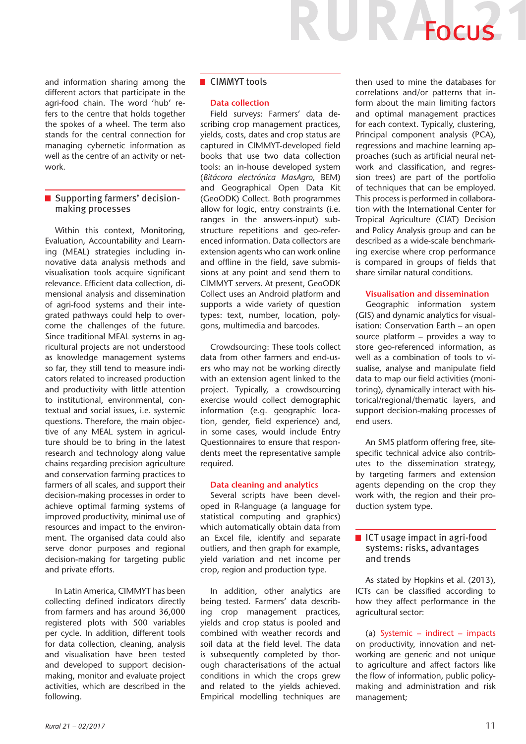and information sharing among the different actors that participate in the agri-food chain. The word 'hub' refers to the centre that holds together the spokes of a wheel. The term also stands for the central connection for managing cybernetic information as well as the centre of an activity or network.

## Supporting farmers' decision-making processes

Within this context, Monitoring, Evaluation, Accountability and Learning (MEAL) strategies including innovative data analysis methods and visualisation tools acquire significant relevance. Efficient data collection, dimensional analysis and dissemination of agri-food systems and their integrated pathways could help to overcome the challenges of the future. Since traditional MEAL systems in agricultural projects are not understood as knowledge management systems so far, they still tend to measure indicators related to increased production and productivity with little attention to institutional, environmental, contextual and social issues, i.e. systemic questions. Therefore, the main objective of any MEAL system in agriculture should be to bring in the latest research and technology along value chains regarding precision agriculture and conservation farming practices to farmers of all scales, and support their decision-making processes in order to achieve optimal farming systems of improved productivity, minimal use of resources and impact to the environment. The organised data could also serve donor purposes and regional decision-making for targeting public and private efforts.

In Latin America, CIMMYT has been collecting defined indicators directly from farmers and has around 36,000 registered plots with 500 variables per cycle. In addition, different tools for data collection, cleaning, analysis and visualisation have been tested and developed to support decision-making, monitor and evaluate project activities, which are described in the following.

## CIMMYT tools

### Data collection

Field surveys: Farmers' data describing crop management practices, yields, costs, dates and crop status are captured in CIMMYT-developed field books that use two data collection tools: an in-house developed system (*Bitácora electrónica MasAgro*, BEM) and Geographical Open Data Kit (GeoODK) Collect. Both programmes allow for logic, entry constraints (i.e. ranges in the answers-input) substructure repetitions and geo-referenced information. Data collectors are extension agents who can work online and offline in the field, save submissions at any point and send them to CIMMYT servers. At present, GeoODK Collect uses an Android platform and supports a wide variety of question types: text, number, location, polygons, multimedia and barcodes.

Crowdsourcing: These tools collect data from other farmers and end-users who may not be working directly with an extension agent linked to the project. Typically, a crowdsourcing exercise would collect demographic information (e.g. geographic location, gender, field experience) and, in some cases, would include Entry Questionnaires to ensure that respondents meet the representative sample required.

### Data cleaning and analytics

Several scripts have been developed in R-language (a language for statistical computing and graphics) which automatically obtain data from an Excel file, identify and separate outliers, and then graph for example, yield variation and net income per crop, region and production type.

In addition, other analytics are being tested. Farmers' data describing crop management practices, yields and crop status is pooled and combined with weather records and soil data at the field level. The data is subsequently completed by thorough characterisations of the actual conditions in which the crops grew and related to the yields achieved. Empirical modelling techniques are then used to mine the databases for correlations and/or patterns that inform about the main limiting factors and optimal management practices for each context. Typically, clustering, Principal component analysis (PCA), regressions and machine learning approaches (such as artificial neural network and classification, and regression trees) are part of the portfolio of techniques that can be employed. This process is performed in collaboration with the International Center for Tropical Agriculture (CIAT) Decision and Policy Analysis group and can be described as a wide-scale benchmarking exercise where crop performance is compared in groups of fields that share similar natural conditions.

### Visualisation and dissemination

Geographic information system (GIS) and dynamic analytics for visualisation: Conservation Earth – an open source platform – provides a way to store geo-referenced information, as well as a combination of tools to visualise, analyse and manipulate field data to map our field activities (monitoring), dynamically interact with historical/regional/thematic layers, and support decision-making processes of end users.

An SMS platform offering free, site-specific technical advice also contributes to the dissemination strategy, by targeting farmers and extension agents depending on the crop they work with, the region and their production system type.

## ICT usage impact in agri-food systems: risks, advantages and trends

As stated by Hopkins et al. (2013), ICTs can be classified according to how they affect performance in the agricultural sector:

(a) Systemic – indirect – impacts on productivity, innovation and networking are generic and not unique to agriculture and affect factors like the flow of information, public policy-making and administration and risk management;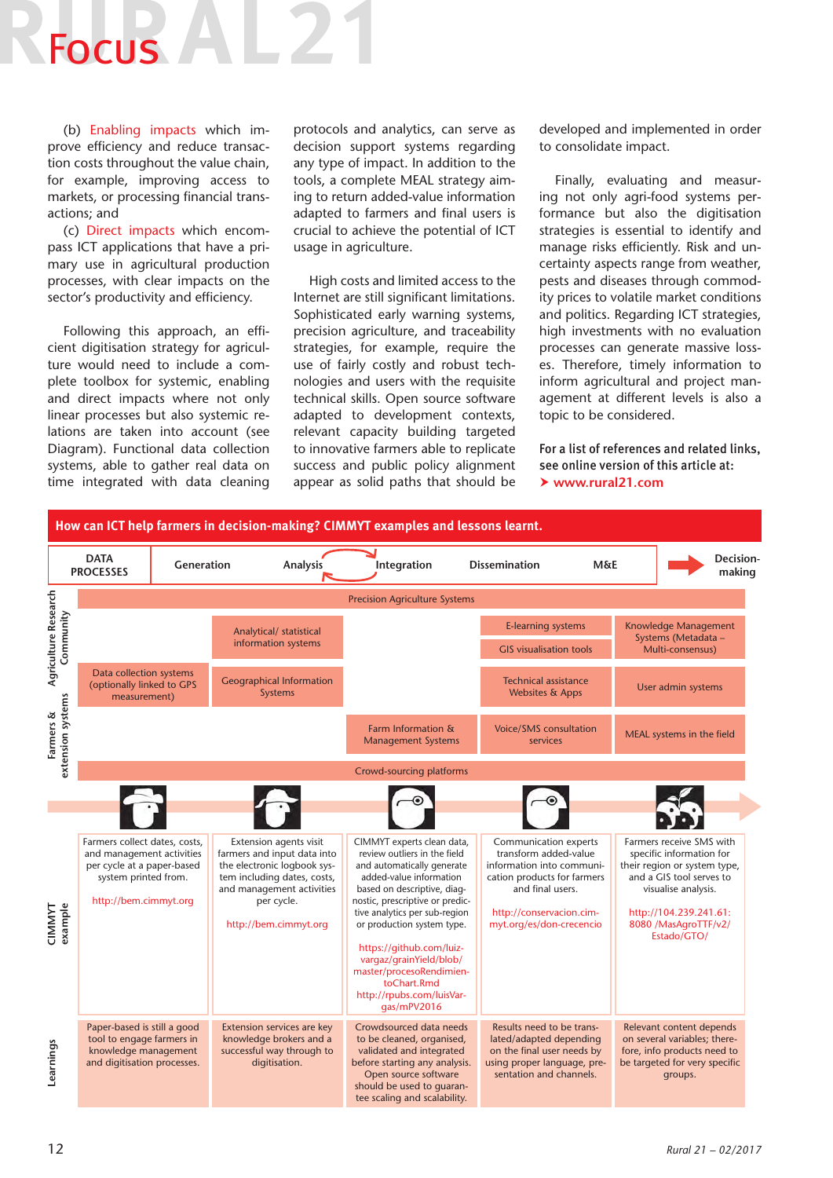(b) Enabling impacts which improve efficiency and reduce transaction costs throughout the value chain, for example, improving access to markets, or processing financial transactions; and

(c) Direct impacts which encompass ICT applications that have a primary use in agricultural production processes, with clear impacts on the sector's productivity and efficiency.

Following this approach, an efficient digitisation strategy for agriculture would need to include a complete toolbox for systemic, enabling and direct impacts where not only linear processes but also systemic relations are taken into account (see Diagram). Functional data collection systems, able to gather real data on time integrated with data cleaning protocols and analytics, can serve as decision support systems regarding any type of impact. In addition to the tools, a complete MEAL strategy aiming to return added-value information adapted to farmers and final users is crucial to achieve the potential of ICT usage in agriculture.

High costs and limited access to the Internet are still significant limitations. Sophisticated early warning systems, precision agriculture, and traceability strategies, for example, require the use of fairly costly and robust technologies and users with the requisite technical skills. Open source software adapted to development contexts, relevant capacity building targeted to innovative farmers able to replicate success and public policy alignment appear as solid paths that should be developed and implemented in order to consolidate impact.

Finally, evaluating and measuring not only agri-food systems performance but also the digitisation strategies is essential to identify and manage risks efficiently. Risk and uncertainty aspects range from weather, pests and diseases through commodity prices to volatile market conditions and politics. Regarding ICT strategies, high investments with no evaluation processes can generate massive losses. Therefore, timely information to inform agricultural and project management at different levels is also a topic to be considered.

**For a list of references and related links, see online version of this article at:**
**➤ www.rural21.com**

**How can ICT help farmers in decision-making? CIMMYT examples and lessons learnt.**

| DATA PROCESSES | Generation | Analysis | Integration | Dissemination | M&E → Decision-making |
|---|---|---|---|---|---|
| **Agriculture Research Community** | Precision Agriculture Systems | | | | |
| | | Analytical/ statistical information systems | | E-learning systems; GIS visualisation tools | Knowledge Management Systems (Metadata – Multi-consensus) |
| | Data collection systems (optionally linked to GPS measurement) | Geographical Information Systems | | Technical assistance Websites & Apps | User admin systems |
| **Farmers & extension systems** | | | Farm Information & Management Systems | Voice/SMS consultation services | MEAL systems in the field |
| | Crowd-sourcing platforms | | | | |
| **CIMMYT example** | Farmers collect dates, costs, and management activities per cycle at a paper-based system printed from. http://bem.cimmyt.org | Extension agents visit farmers and input data into the electronic logbook system including dates, costs, and management activities per cycle. http://bem.cimmyt.org | CIMMYT experts clean data, review outliers in the field and automatically generate added-value information based on descriptive, diagnostic, prescriptive or predictive analytics per sub-region or production system type. https://github.com/luiz-vargaz/grainYield/blob/master/procesoRendimientoChart.Rmd http://rpubs.com/luisVargas/mPV2016 | Communication experts transform added-value information into communication products for farmers and final users. http://conservacion.cimmyt.org/es/don-crecencio | Farmers receive SMS with specific information for their region or system type, and a GIS tool serves to visualise analysis. http://104.239.241.61:8080 /MasAgroTTF/v2/Estado/GTO/ |
| **Learnings** | Paper-based is still a good tool to engage farmers in knowledge management and digitisation processes. | Extension services are key knowledge brokers and a successful way through to digitisation. | Crowdsourced data needs to be cleaned, organised, validated and integrated before starting any analysis. Open source software should be used to guarantee scaling and scalability. | Results need to be translated/adapted depending on the final user needs by using proper language, presentation and channels. | Relevant content depends on several variables; therefore, info products need to be targeted for very specific groups. |